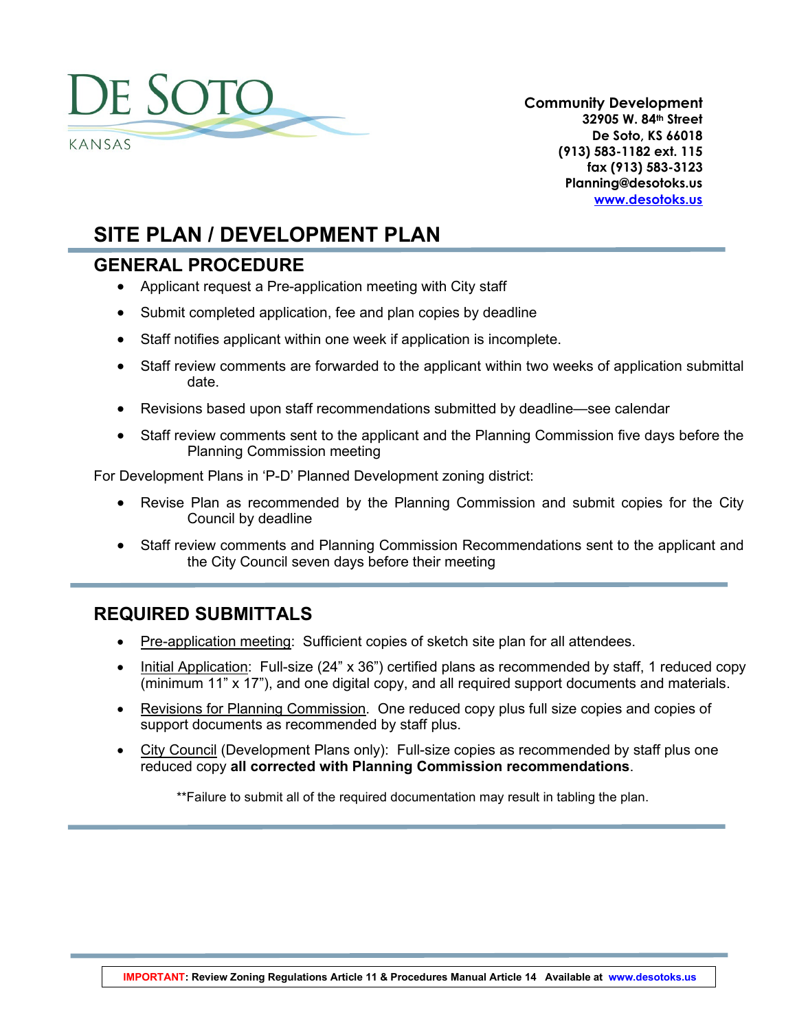DE SOTO
KANSAS

**Community Development**
**32905 W. 84th Street**
**De Soto, KS 66018**
**(913) 583-1182 ext. 115**
**fax (913) 583-3123**
**Planning@desotoks.us**
**www.desotoks.us**

# SITE PLAN / DEVELOPMENT PLAN

## GENERAL PROCEDURE

- Applicant request a Pre-application meeting with City staff
- Submit completed application, fee and plan copies by deadline
- Staff notifies applicant within one week if application is incomplete.
- Staff review comments are forwarded to the applicant within two weeks of application submittal date.
- Revisions based upon staff recommendations submitted by deadline—see calendar
- Staff review comments sent to the applicant and the Planning Commission five days before the Planning Commission meeting

For Development Plans in 'P-D' Planned Development zoning district:

- Revise Plan as recommended by the Planning Commission and submit copies for the City Council by deadline
- Staff review comments and Planning Commission Recommendations sent to the applicant and the City Council seven days before their meeting

## REQUIRED SUBMITTALS

- Pre-application meeting: Sufficient copies of sketch site plan for all attendees.
- Initial Application: Full-size (24" x 36") certified plans as recommended by staff, 1 reduced copy (minimum 11" x 17"), and one digital copy, and all required support documents and materials.
- Revisions for Planning Commission. One reduced copy plus full size copies and copies of support documents as recommended by staff plus.
- City Council (Development Plans only): Full-size copies as recommended by staff plus one reduced copy **all corrected with Planning Commission recommendations**.

**Failure to submit all of the required documentation may result in tabling the plan.

**IMPORTANT: Review Zoning Regulations Article 11 & Procedures Manual Article 14 Available at www.desotoks.us**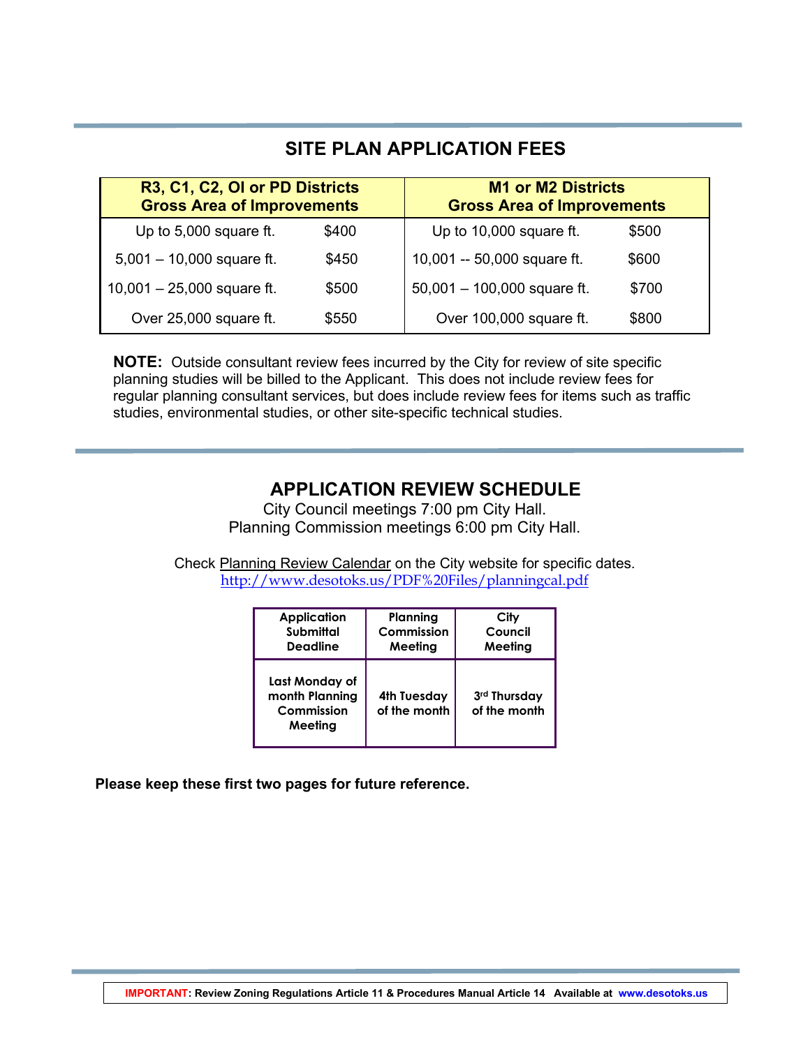## SITE PLAN APPLICATION FEES

| R3, C1, C2, OI or PD Districts Gross Area of Improvements | | M1 or M2 Districts Gross Area of Improvements | |
|---|---|---|---|
| Up to 5,000 square ft. | $400 | Up to 10,000 square ft. | $500 |
| 5,001 – 10,000 square ft. | $450 | 10,001 -- 50,000 square ft. | $600 |
| 10,001 – 25,000 square ft. | $500 | 50,001 – 100,000 square ft. | $700 |
| Over 25,000 square ft. | $550 | Over 100,000 square ft. | $800 |

**NOTE:** Outside consultant review fees incurred by the City for review of site specific planning studies will be billed to the Applicant. This does not include review fees for regular planning consultant services, but does include review fees for items such as traffic studies, environmental studies, or other site-specific technical studies.

## APPLICATION REVIEW SCHEDULE

City Council meetings 7:00 pm City Hall.
Planning Commission meetings 6:00 pm City Hall.

Check Planning Review Calendar on the City website for specific dates.
http://www.desotoks.us/PDF%20Files/planningcal.pdf

| Application Submittal Deadline | Planning Commission Meeting | City Council Meeting |
|---|---|---|
| Last Monday of month Planning Commission Meeting | 4th Tuesday of the month | 3rd Thursday of the month |

**Please keep these first two pages for future reference.**

**IMPORTANT: Review Zoning Regulations Article 11 & Procedures Manual Article 14 Available at www.desotoks.us**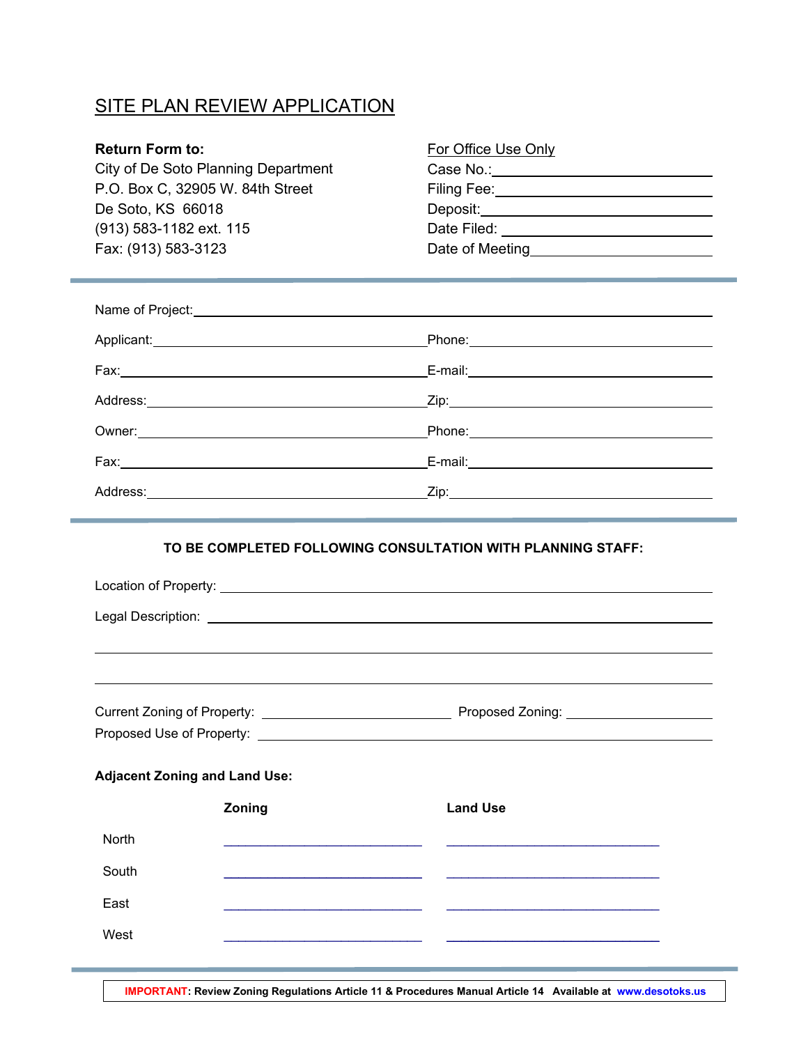# SITE PLAN REVIEW APPLICATION

**Return Form to:**
City of De Soto Planning Department
P.O. Box C, 32905 W. 84th Street
De Soto, KS 66018
(913) 583-1182 ext. 115
Fax: (913) 583-3123

For Office Use Only
Case No.: ______________________
Filing Fee: ______________________
Deposit: ______________________
Date Filed: ______________________
Date of Meeting ______________________

---

Name of Project: ______________________________________________

Applicant: ______________________ Phone: ______________________

Fax: ______________________ E-mail: ______________________

Address: ______________________ Zip: ______________________

Owner: ______________________ Phone: ______________________

Fax: ______________________ E-mail: ______________________

Address: ______________________ Zip: ______________________

---

**TO BE COMPLETED FOLLOWING CONSULTATION WITH PLANNING STAFF:**

Location of Property: ______________________________________________

Legal Description: ______________________________________________

______________________________________________

______________________________________________

Current Zoning of Property: ______________________ Proposed Zoning: ______________________

Proposed Use of Property: ______________________________________________

**Adjacent Zoning and Land Use:**

| | **Zoning** | **Land Use** |
|---|---|---|
| North | ______________________ | ______________________ |
| South | ______________________ | ______________________ |
| East | ______________________ | ______________________ |
| West | ______________________ | ______________________ |

---

**IMPORTANT: Review Zoning Regulations Article 11 & Procedures Manual Article 14 Available at www.desotoks.us**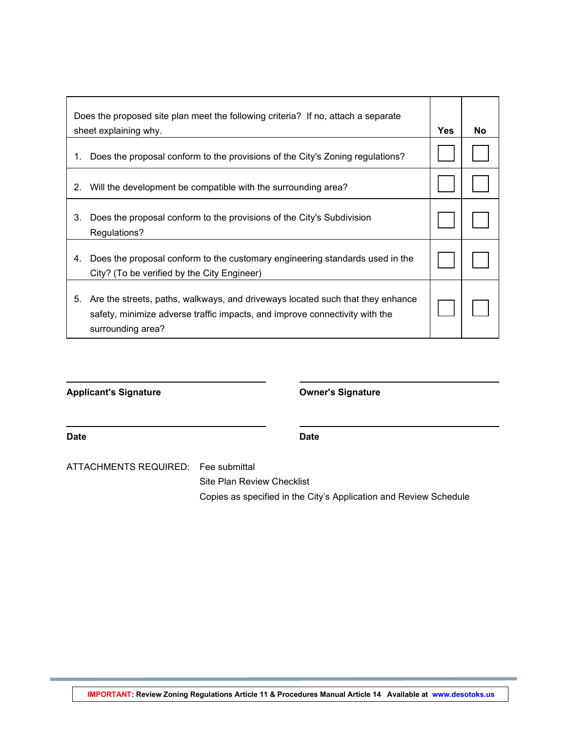| Does the proposed site plan meet the following criteria? If no, attach a separate sheet explaining why. | Yes | No |
|---|---|---|
| 1. Does the proposal conform to the provisions of the City's Zoning regulations? | ☐ | ☐ |
| 2. Will the development be compatible with the surrounding area? | ☐ | ☐ |
| 3. Does the proposal conform to the provisions of the City's Subdivision Regulations? | ☐ | ☐ |
| 4. Does the proposal conform to the customary engineering standards used in the City? (To be verified by the City Engineer) | ☐ | ☐ |
| 5. Are the streets, paths, walkways, and driveways located such that they enhance safety, minimize adverse traffic impacts, and improve connectivity with the surrounding area? | ☐ | ☐ |

______________________________

**Applicant's Signature**

______________________________

**Date**

______________________________

**Owner's Signature**

______________________________

**Date**

ATTACHMENTS REQUIRED:
- Fee submittal
- Site Plan Review Checklist
- Copies as specified in the City's Application and Review Schedule

**IMPORTANT: Review Zoning Regulations Article 11 & Procedures Manual Article 14 Available at www.desotoks.us**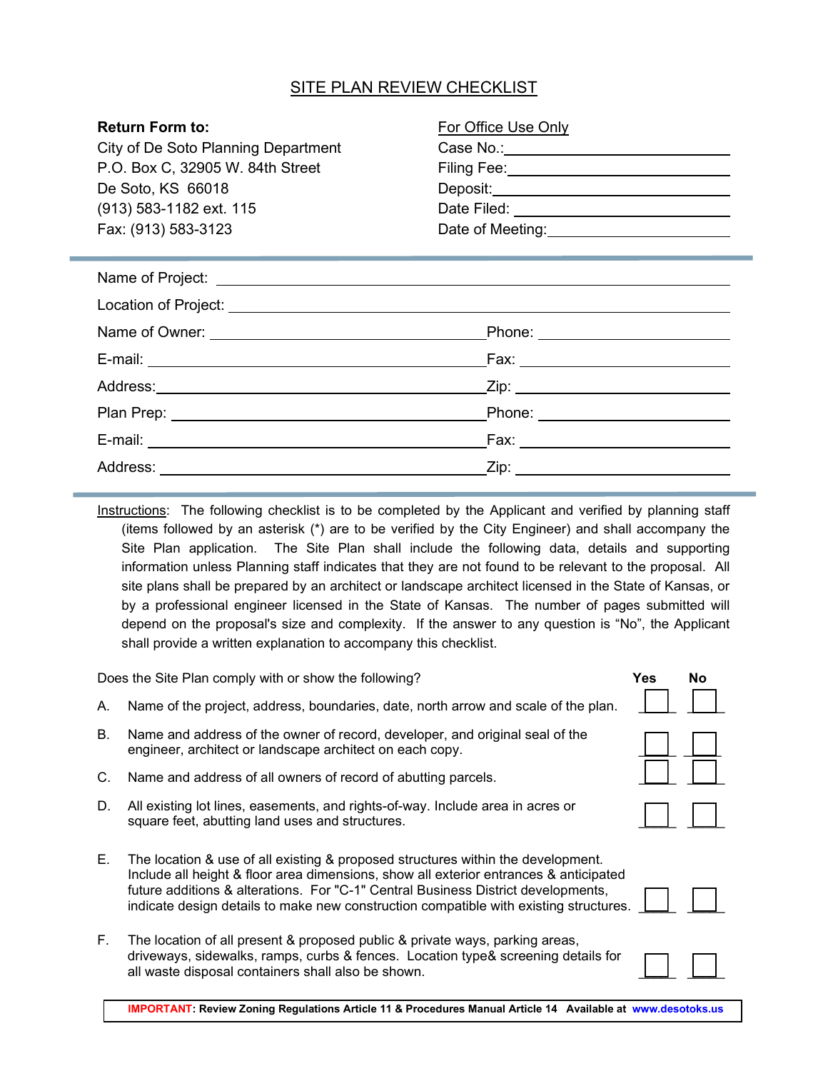# SITE PLAN REVIEW CHECKLIST

**Return Form to:**
City of De Soto Planning Department
P.O. Box C, 32905 W. 84th Street
De Soto, KS 66018
(913) 583-1182 ext. 115
Fax: (913) 583-3123

For Office Use Only
Case No.:\_\_\_\_\_\_\_\_\_\_\_\_\_\_\_\_\_\_\_\_
Filing Fee:\_\_\_\_\_\_\_\_\_\_\_\_\_\_\_\_\_\_\_\_
Deposit:\_\_\_\_\_\_\_\_\_\_\_\_\_\_\_\_\_\_\_\_
Date Filed: \_\_\_\_\_\_\_\_\_\_\_\_\_\_\_\_\_\_\_\_
Date of Meeting:\_\_\_\_\_\_\_\_\_\_\_\_\_\_\_\_\_\_\_\_

---

Name of Project: \_\_\_\_\_\_\_\_\_\_\_\_\_\_\_\_\_\_\_\_\_\_\_\_\_\_\_\_\_\_\_\_\_\_\_\_\_\_\_\_

Location of Project: \_\_\_\_\_\_\_\_\_\_\_\_\_\_\_\_\_\_\_\_\_\_\_\_\_\_\_\_\_\_\_\_\_\_\_\_\_\_\_\_

Name of Owner: \_\_\_\_\_\_\_\_\_\_\_\_\_\_\_\_\_\_\_\_ Phone: \_\_\_\_\_\_\_\_\_\_\_\_\_\_\_\_\_\_\_\_

E-mail: \_\_\_\_\_\_\_\_\_\_\_\_\_\_\_\_\_\_\_\_ Fax: \_\_\_\_\_\_\_\_\_\_\_\_\_\_\_\_\_\_\_\_

Address:\_\_\_\_\_\_\_\_\_\_\_\_\_\_\_\_\_\_\_\_ Zip: \_\_\_\_\_\_\_\_\_\_\_\_\_\_\_\_\_\_\_\_

Plan Prep: \_\_\_\_\_\_\_\_\_\_\_\_\_\_\_\_\_\_\_\_ Phone: \_\_\_\_\_\_\_\_\_\_\_\_\_\_\_\_\_\_\_\_

E-mail: \_\_\_\_\_\_\_\_\_\_\_\_\_\_\_\_\_\_\_\_ Fax: \_\_\_\_\_\_\_\_\_\_\_\_\_\_\_\_\_\_\_\_

Address: \_\_\_\_\_\_\_\_\_\_\_\_\_\_\_\_\_\_\_\_ Zip: \_\_\_\_\_\_\_\_\_\_\_\_\_\_\_\_\_\_\_\_

---

Instructions: The following checklist is to be completed by the Applicant and verified by planning staff (items followed by an asterisk (*) are to be verified by the City Engineer) and shall accompany the Site Plan application. The Site Plan shall include the following data, details and supporting information unless Planning staff indicates that they are not found to be relevant to the proposal. All site plans shall be prepared by an architect or landscape architect licensed in the State of Kansas, or by a professional engineer licensed in the State of Kansas. The number of pages submitted will depend on the proposal's size and complexity. If the answer to any question is "No", the Applicant shall provide a written explanation to accompany this checklist.

| Does the Site Plan comply with or show the following? | Yes | No |
|---|---|---|
| A. Name of the project, address, boundaries, date, north arrow and scale of the plan. | ☐ | ☐ |
| B. Name and address of the owner of record, developer, and original seal of the engineer, architect or landscape architect on each copy. | ☐ | ☐ |
| C. Name and address of all owners of record of abutting parcels. | ☐ | ☐ |
| D. All existing lot lines, easements, and rights-of-way. Include area in acres or square feet, abutting land uses and structures. | ☐ | ☐ |
| E. The location & use of all existing & proposed structures within the development. Include all height & floor area dimensions, show all exterior entrances & anticipated future additions & alterations. For "C-1" Central Business District developments, indicate design details to make new construction compatible with existing structures. | ☐ | ☐ |
| F. The location of all present & proposed public & private ways, parking areas, driveways, sidewalks, ramps, curbs & fences. Location type& screening details for all waste disposal containers shall also be shown. | ☐ | ☐ |

**IMPORTANT: Review Zoning Regulations Article 11 & Procedures Manual Article 14 Available at www.desotoks.us**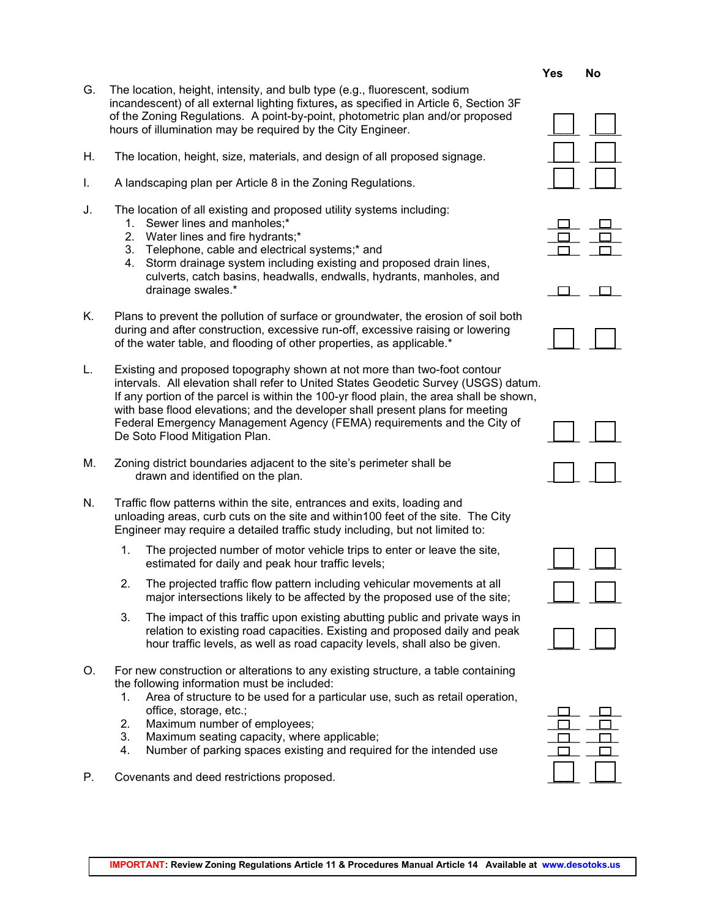| | Yes | No |
|---|---|---|
| G. The location, height, intensity, and bulb type (e.g., fluorescent, sodium incandescent) of all external lighting fixtures, as specified in Article 6, Section 3F of the Zoning Regulations. A point-by-point, photometric plan and/or proposed hours of illumination may be required by the City Engineer. | ☐ | ☐ |
| H. The location, height, size, materials, and design of all proposed signage. | ☐ | ☐ |
| I. A landscaping plan per Article 8 in the Zoning Regulations. | ☐ | ☐ |
| J. The location of all existing and proposed utility systems including: | | |
| 1. Sewer lines and manholes;* | ☐ | ☐ |
| 2. Water lines and fire hydrants;* | ☐ | ☐ |
| 3. Telephone, cable and electrical systems;* and | ☐ | ☐ |
| 4. Storm drainage system including existing and proposed drain lines, culverts, catch basins, headwalls, endwalls, hydrants, manholes, and drainage swales.* | ☐ | ☐ |
| K. Plans to prevent the pollution of surface or groundwater, the erosion of soil both during and after construction, excessive run-off, excessive raising or lowering of the water table, and flooding of other properties, as applicable.* | ☐ | ☐ |
| L. Existing and proposed topography shown at not more than two-foot contour intervals. All elevation shall refer to United States Geodetic Survey (USGS) datum. If any portion of the parcel is within the 100-yr flood plain, the area shall be shown, with base flood elevations; and the developer shall present plans for meeting Federal Emergency Management Agency (FEMA) requirements and the City of De Soto Flood Mitigation Plan. | ☐ | ☐ |
| M. Zoning district boundaries adjacent to the site's perimeter shall be drawn and identified on the plan. | ☐ | ☐ |
| N. Traffic flow patterns within the site, entrances and exits, loading and unloading areas, curb cuts on the site and within100 feet of the site. The City Engineer may require a detailed traffic study including, but not limited to: | | |
| 1. The projected number of motor vehicle trips to enter or leave the site, estimated for daily and peak hour traffic levels; | ☐ | ☐ |
| 2. The projected traffic flow pattern including vehicular movements at all major intersections likely to be affected by the proposed use of the site; | ☐ | ☐ |
| 3. The impact of this traffic upon existing abutting public and private ways in relation to existing road capacities. Existing and proposed daily and peak hour traffic levels, as well as road capacity levels, shall also be given. | ☐ | ☐ |
| O. For new construction or alterations to any existing structure, a table containing the following information must be included: | | |
| 1. Area of structure to be used for a particular use, such as retail operation, office, storage, etc.; | ☐ | ☐ |
| 2. Maximum number of employees; | ☐ | ☐ |
| 3. Maximum seating capacity, where applicable; | ☐ | ☐ |
| 4. Number of parking spaces existing and required for the intended use | ☐ | ☐ |
| P. Covenants and deed restrictions proposed. | ☐ | ☐ |

**IMPORTANT: Review Zoning Regulations Article 11 & Procedures Manual Article 14 Available at www.desotoks.us**